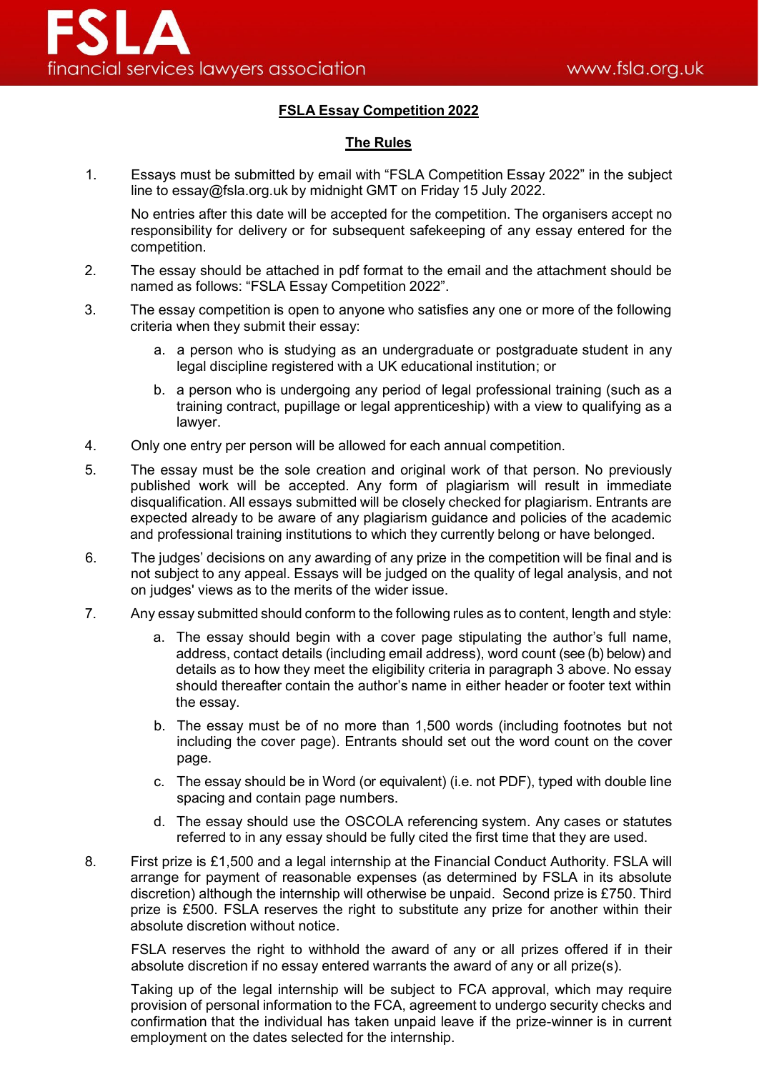# FSLA

financial services lawyers association

www.fsla.org.uk

## FSLA Essay Competition 2022

### The Rules

1. Essays must be submitted by email with "FSLA Competition Essay 2022" in the subject line to essay@fsla.org.uk by midnight GMT on Friday 15 July 2022.

   No entries after this date will be accepted for the competition. The organisers accept no responsibility for delivery or for subsequent safekeeping of any essay entered for the competition.

2. The essay should be attached in pdf format to the email and the attachment should be named as follows: "FSLA Essay Competition 2022".

3. The essay competition is open to anyone who satisfies any one or more of the following criteria when they submit their essay:

   a. a person who is studying as an undergraduate or postgraduate student in any legal discipline registered with a UK educational institution; or

   b. a person who is undergoing any period of legal professional training (such as a training contract, pupillage or legal apprenticeship) with a view to qualifying as a lawyer.

4. Only one entry per person will be allowed for each annual competition.

5. The essay must be the sole creation and original work of that person. No previously published work will be accepted. Any form of plagiarism will result in immediate disqualification. All essays submitted will be closely checked for plagiarism. Entrants are expected already to be aware of any plagiarism guidance and policies of the academic and professional training institutions to which they currently belong or have belonged.

6. The judges' decisions on any awarding of any prize in the competition will be final and is not subject to any appeal. Essays will be judged on the quality of legal analysis, and not on judges' views as to the merits of the wider issue.

7. Any essay submitted should conform to the following rules as to content, length and style:

   a. The essay should begin with a cover page stipulating the author's full name, address, contact details (including email address), word count (see (b) below) and details as to how they meet the eligibility criteria in paragraph 3 above. No essay should thereafter contain the author's name in either header or footer text within the essay.

   b. The essay must be of no more than 1,500 words (including footnotes but not including the cover page). Entrants should set out the word count on the cover page.

   c. The essay should be in Word (or equivalent) (i.e. not PDF), typed with double line spacing and contain page numbers.

   d. The essay should use the OSCOLA referencing system. Any cases or statutes referred to in any essay should be fully cited the first time that they are used.

8. First prize is £1,500 and a legal internship at the Financial Conduct Authority. FSLA will arrange for payment of reasonable expenses (as determined by FSLA in its absolute discretion) although the internship will otherwise be unpaid. Second prize is £750. Third prize is £500. FSLA reserves the right to substitute any prize for another within their absolute discretion without notice.

   FSLA reserves the right to withhold the award of any or all prizes offered if in their absolute discretion if no essay entered warrants the award of any or all prize(s).

   Taking up of the legal internship will be subject to FCA approval, which may require provision of personal information to the FCA, agreement to undergo security checks and confirmation that the individual has taken unpaid leave if the prize-winner is in current employment on the dates selected for the internship.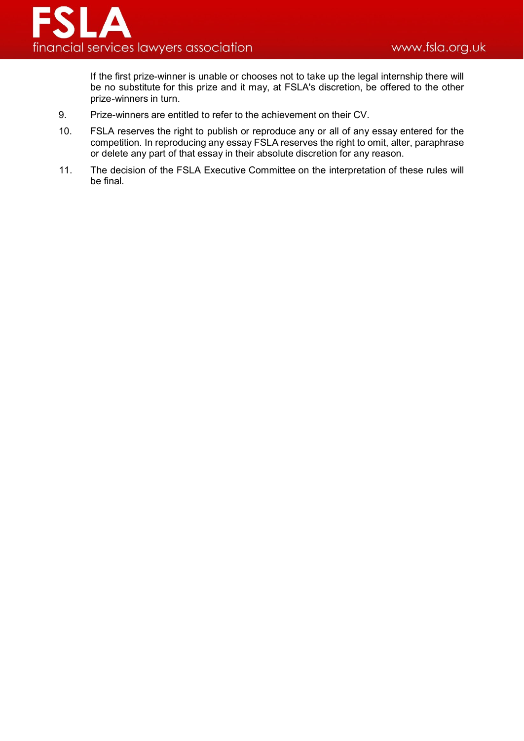If the first prize-winner is unable or chooses not to take up the legal internship there will be no substitute for this prize and it may, at FSLA's discretion, be offered to the other prize-winners in turn.

9. Prize-winners are entitled to refer to the achievement on their CV.

10. FSLA reserves the right to publish or reproduce any or all of any essay entered for the competition. In reproducing any essay FSLA reserves the right to omit, alter, paraphrase or delete any part of that essay in their absolute discretion for any reason.

11. The decision of the FSLA Executive Committee on the interpretation of these rules will be final.